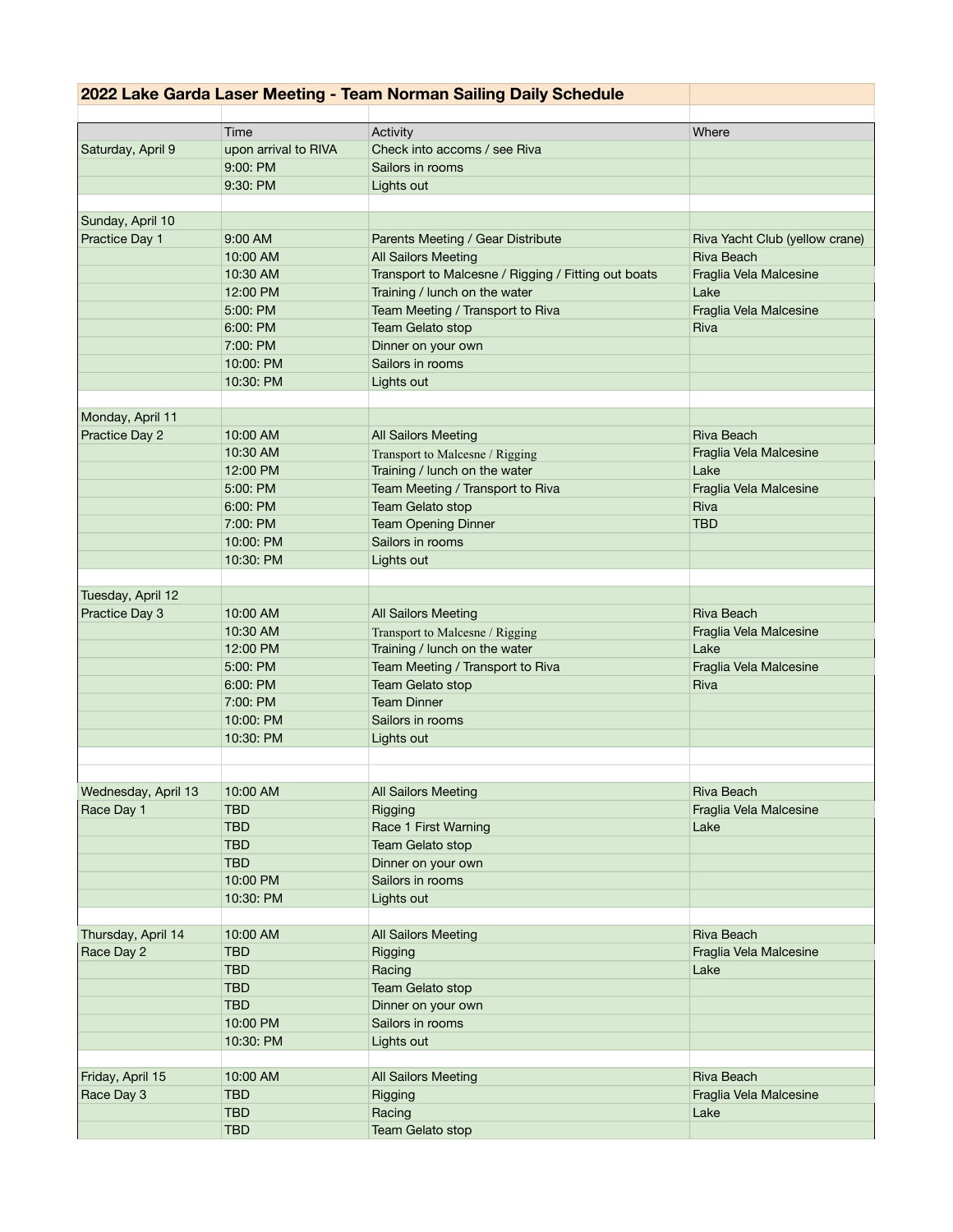## 2022 Lake Garda Laser Meeting - Team Norman Sailing Daily Schedule

| | Time | Activity | Where |
|---|---|---|---|
| Saturday, April 9 | upon arrival to RIVA | Check into accoms / see Riva | |
| | 9:00: PM | Sailors in rooms | |
| | 9:30: PM | Lights out | |
| | | | |
| Sunday, April 10 | | | |
| Practice Day 1 | 9:00 AM | Parents Meeting / Gear Distribute | Riva Yacht Club (yellow crane) |
| | 10:00 AM | All Sailors Meeting | Riva Beach |
| | 10:30 AM | Transport to Malcesne / Rigging / Fitting out boats | Fraglia Vela Malcesine |
| | 12:00 PM | Training / lunch on the water | Lake |
| | 5:00: PM | Team Meeting / Transport to Riva | Fraglia Vela Malcesine |
| | 6:00: PM | Team Gelato stop | Riva |
| | 7:00: PM | Dinner on your own | |
| | 10:00: PM | Sailors in rooms | |
| | 10:30: PM | Lights out | |
| | | | |
| Monday, April 11 | | | |
| Practice Day 2 | 10:00 AM | All Sailors Meeting | Riva Beach |
| | 10:30 AM | Transport to Malcesne / Rigging | Fraglia Vela Malcesine |
| | 12:00 PM | Training / lunch on the water | Lake |
| | 5:00: PM | Team Meeting / Transport to Riva | Fraglia Vela Malcesine |
| | 6:00: PM | Team Gelato stop | Riva |
| | 7:00: PM | Team Opening Dinner | TBD |
| | 10:00: PM | Sailors in rooms | |
| | 10:30: PM | Lights out | |
| | | | |
| Tuesday, April 12 | | | |
| Practice Day 3 | 10:00 AM | All Sailors Meeting | Riva Beach |
| | 10:30 AM | Transport to Malcesne / Rigging | Fraglia Vela Malcesine |
| | 12:00 PM | Training / lunch on the water | Lake |
| | 5:00: PM | Team Meeting / Transport to Riva | Fraglia Vela Malcesine |
| | 6:00: PM | Team Gelato stop | Riva |
| | 7:00: PM | Team Dinner | |
| | 10:00: PM | Sailors in rooms | |
| | 10:30: PM | Lights out | |
| | | | |
| | | | |
| Wednesday, April 13 | 10:00 AM | All Sailors Meeting | Riva Beach |
| Race Day 1 | TBD | Rigging | Fraglia Vela Malcesine |
| | TBD | Race 1 First Warning | Lake |
| | TBD | Team Gelato stop | |
| | TBD | Dinner on your own | |
| | 10:00 PM | Sailors in rooms | |
| | 10:30: PM | Lights out | |
| | | | |
| Thursday, April 14 | 10:00 AM | All Sailors Meeting | Riva Beach |
| Race Day 2 | TBD | Rigging | Fraglia Vela Malcesine |
| | TBD | Racing | Lake |
| | TBD | Team Gelato stop | |
| | TBD | Dinner on your own | |
| | 10:00 PM | Sailors in rooms | |
| | 10:30: PM | Lights out | |
| | | | |
| Friday, April 15 | 10:00 AM | All Sailors Meeting | Riva Beach |
| Race Day 3 | TBD | Rigging | Fraglia Vela Malcesine |
| | TBD | Racing | Lake |
| | TBD | Team Gelato stop | |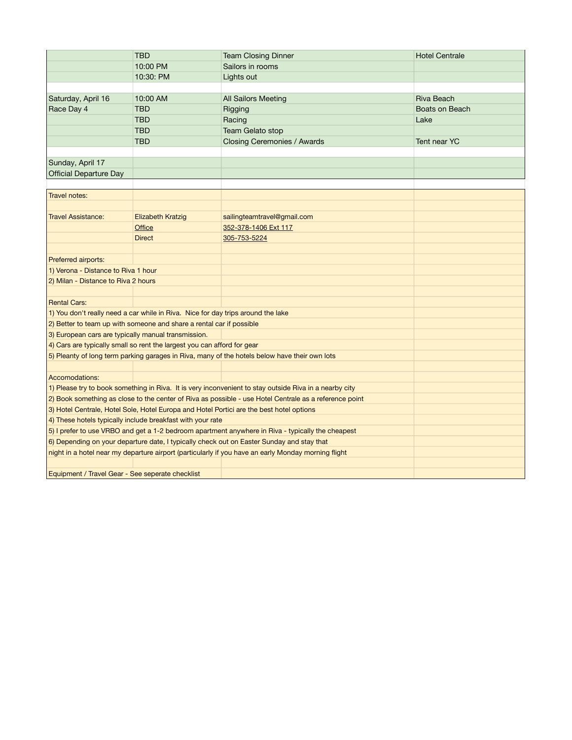| | | | |
|---|---|---|---|
| | TBD | Team Closing Dinner | Hotel Centrale |
| | 10:00 PM | Sailors in rooms | |
| | 10:30: PM | Lights out | |
| | | | |
| Saturday, April 16 | 10:00 AM | All Sailors Meeting | Riva Beach |
| Race Day 4 | TBD | Rigging | Boats on Beach |
| | TBD | Racing | Lake |
| | TBD | Team Gelato stop | |
| | TBD | Closing Ceremonies / Awards | Tent near YC |
| | | | |
| Sunday, April 17 | | | |
| Official Departure Day | | | |

Travel notes:

| | | |
|---|---|---|
| Travel Assistance: | Elizabeth Kratzig | sailingteamtravel@gmail.com |
| | Office | 352-378-1406 Ext 117 |
| | Direct | 305-753-5224 |

Preferred airports:
1) Verona - Distance to Riva 1 hour
2) Milan - Distance to Riva 2 hours

Rental Cars:
1) You don't really need a car while in Riva. Nice for day trips around the lake
2) Better to team up with someone and share a rental car if possible
3) European cars are typically manual transmission.
4) Cars are typically small so rent the largest you can afford for gear
5) Pleanty of long term parking garages in Riva, many of the hotels below have their own lots

Accomodations:
1) Please try to book something in Riva. It is very inconvenient to stay outside Riva in a nearby city
2) Book something as close to the center of Riva as possible - use Hotel Centrale as a reference point
3) Hotel Centrale, Hotel Sole, Hotel Europa and Hotel Portici are the best hotel options
4) These hotels typically include breakfast with your rate
5) I prefer to use VRBO and get a 1-2 bedroom apartment anywhere in Riva - typically the cheapest
6) Depending on your departure date, I typically check out on Easter Sunday and stay that night in a hotel near my departure airport (particularly if you have an early Monday morning flight

Equipment / Travel Gear - See seperate checklist